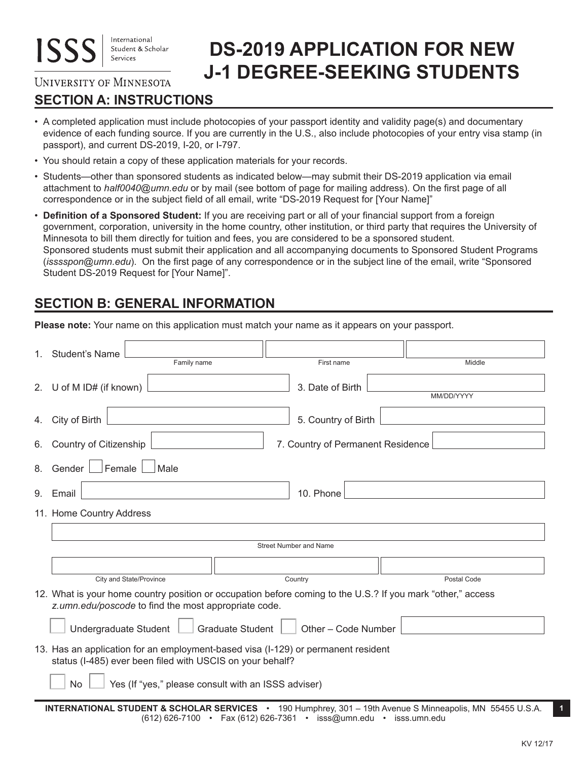ISSS | International Student & Scholar Services

UNIVERSITY OF MINNESOTA

# DS-2019 APPLICATION FOR NEW J-1 DEGREE-SEEKING STUDENTS

## SECTION A: INSTRUCTIONS

- A completed application must include photocopies of your passport identity and validity page(s) and documentary evidence of each funding source. If you are currently in the U.S., also include photocopies of your entry visa stamp (in passport), and current DS-2019, I-20, or I-797.
- You should retain a copy of these application materials for your records.
- Students—other than sponsored students as indicated below—may submit their DS-2019 application via email attachment to *half0040@umn.edu* or by mail (see bottom of page for mailing address). On the first page of all correspondence or in the subject field of all email, write "DS-2019 Request for [Your Name]"
- **Definition of a Sponsored Student:** If you are receiving part or all of your financial support from a foreign government, corporation, university in the home country, other institution, or third party that requires the University of Minnesota to bill them directly for tuition and fees, you are considered to be a sponsored student. Sponsored students must submit their application and all accompanying documents to Sponsored Student Programs (*isssspon@umn.edu*). On the first page of any correspondence or in the subject line of the email, write "Sponsored Student DS-2019 Request for [Your Name]".

## SECTION B: GENERAL INFORMATION

**Please note:** Your name on this application must match your name as it appears on your passport.

1. Student's Name ______________ (Family name) ______________ (First name) ______________ (Middle)
2. U of M ID# (if known) ______________ 3. Date of Birth ______________ (MM/DD/YYYY)
4. City of Birth ______________ 5. Country of Birth ______________
6. Country of Citizenship ______________ 7. Country of Permanent Residence ______________
8. Gender ☐ Female ☐ Male
9. Email ______________ 10. Phone ______________
11. Home Country Address

    ______________ (Street Number and Name)

    ______________ (City and State/Province) ______________ (Country) ______________ (Postal Code)
12. What is your home country position or occupation before coming to the U.S.? If you mark "other," access *z.umn.edu/poscode* to find the most appropriate code.

    ☐ Undergraduate Student ☐ Graduate Student ☐ Other – Code Number ______________
13. Has an application for an employment-based visa (I-129) or permanent resident status (I-485) ever been filed with USCIS on your behalf?

    ☐ No ☐ Yes (If "yes," please consult with an ISSS adviser)

**INTERNATIONAL STUDENT & SCHOLAR SERVICES** • 190 Humphrey, 301 – 19th Avenue S Minneapolis, MN 55455 U.S.A.
(612) 626-7100 • Fax (612) 626-7361 • isss@umn.edu • isss.umn.edu

KV 12/17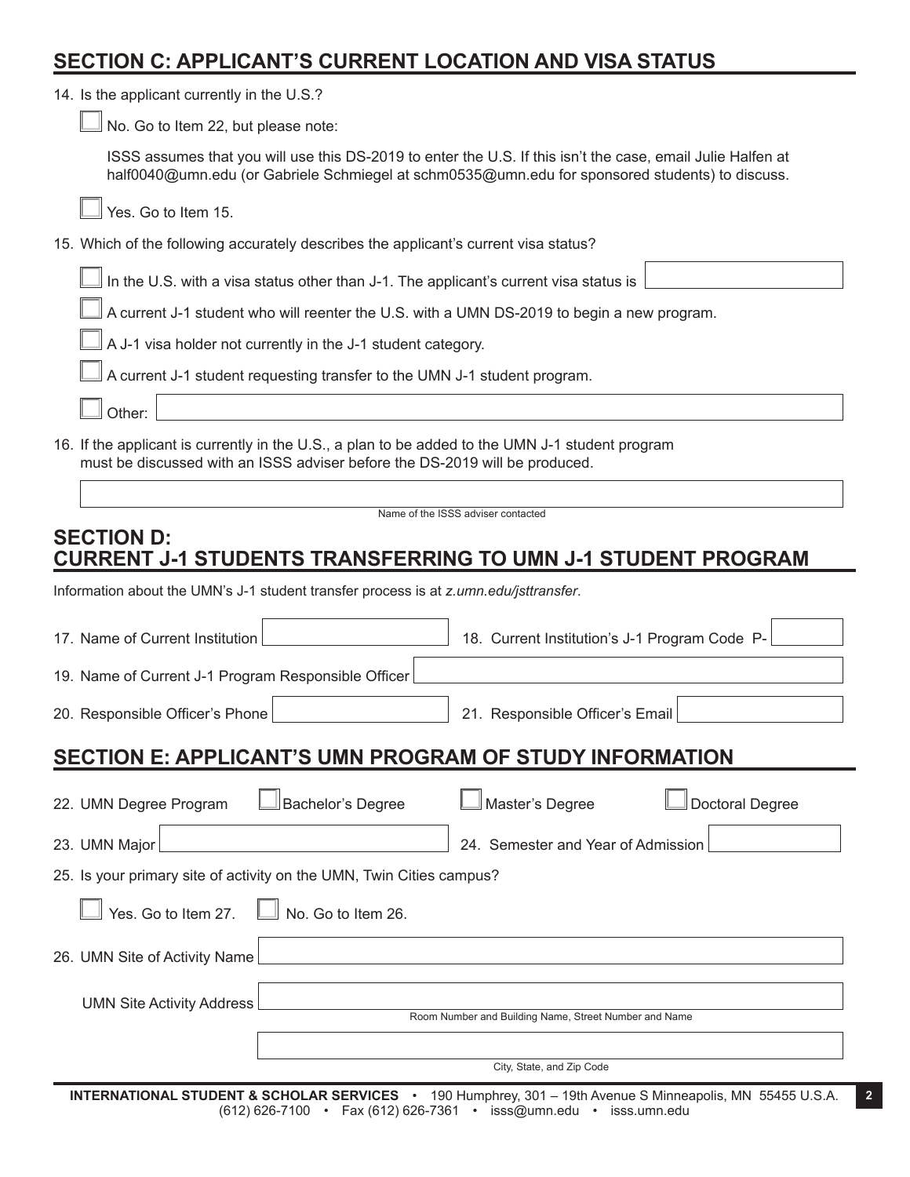## SECTION C: APPLICANT'S CURRENT LOCATION AND VISA STATUS

14. Is the applicant currently in the U.S.?

   ☐ No. Go to Item 22, but please note:

   ISSS assumes that you will use this DS-2019 to enter the U.S. If this isn't the case, email Julie Halfen at half0040@umn.edu (or Gabriele Schmiegel at schm0535@umn.edu for sponsored students) to discuss.

   ☐ Yes. Go to Item 15.

15. Which of the following accurately describes the applicant's current visa status?

   ☐ In the U.S. with a visa status other than J-1. The applicant's current visa status is ______________

   ☐ A current J-1 student who will reenter the U.S. with a UMN DS-2019 to begin a new program.

   ☐ A J-1 visa holder not currently in the J-1 student category.

   ☐ A current J-1 student requesting transfer to the UMN J-1 student program.

   ☐ Other: ______________

16. If the applicant is currently in the U.S., a plan to be added to the UMN J-1 student program must be discussed with an ISSS adviser before the DS-2019 will be produced.

   ______________
   Name of the ISSS adviser contacted

## SECTION D: CURRENT J-1 STUDENTS TRANSFERRING TO UMN J-1 STUDENT PROGRAM

Information about the UMN's J-1 student transfer process is at *z.umn.edu/jsttransfer*.

17. Name of Current Institution ______________

18. Current Institution's J-1 Program Code P- ______________

19. Name of Current J-1 Program Responsible Officer ______________

20. Responsible Officer's Phone ______________

21. Responsible Officer's Email ______________

## SECTION E: APPLICANT'S UMN PROGRAM OF STUDY INFORMATION

22. UMN Degree Program ☐ Bachelor's Degree ☐ Master's Degree ☐ Doctoral Degree

23. UMN Major ______________

24. Semester and Year of Admission ______________

25. Is your primary site of activity on the UMN, Twin Cities campus?

   ☐ Yes. Go to Item 27. ☐ No. Go to Item 26.

26. UMN Site of Activity Name ______________

   UMN Site Activity Address ______________
   Room Number and Building Name, Street Number and Name

   ______________
   City, State, and Zip Code

**INTERNATIONAL STUDENT & SCHOLAR SERVICES** • 190 Humphrey, 301 – 19th Avenue S Minneapolis, MN 55455 U.S.A.
(612) 626-7100 • Fax (612) 626-7361 • isss@umn.edu • isss.umn.edu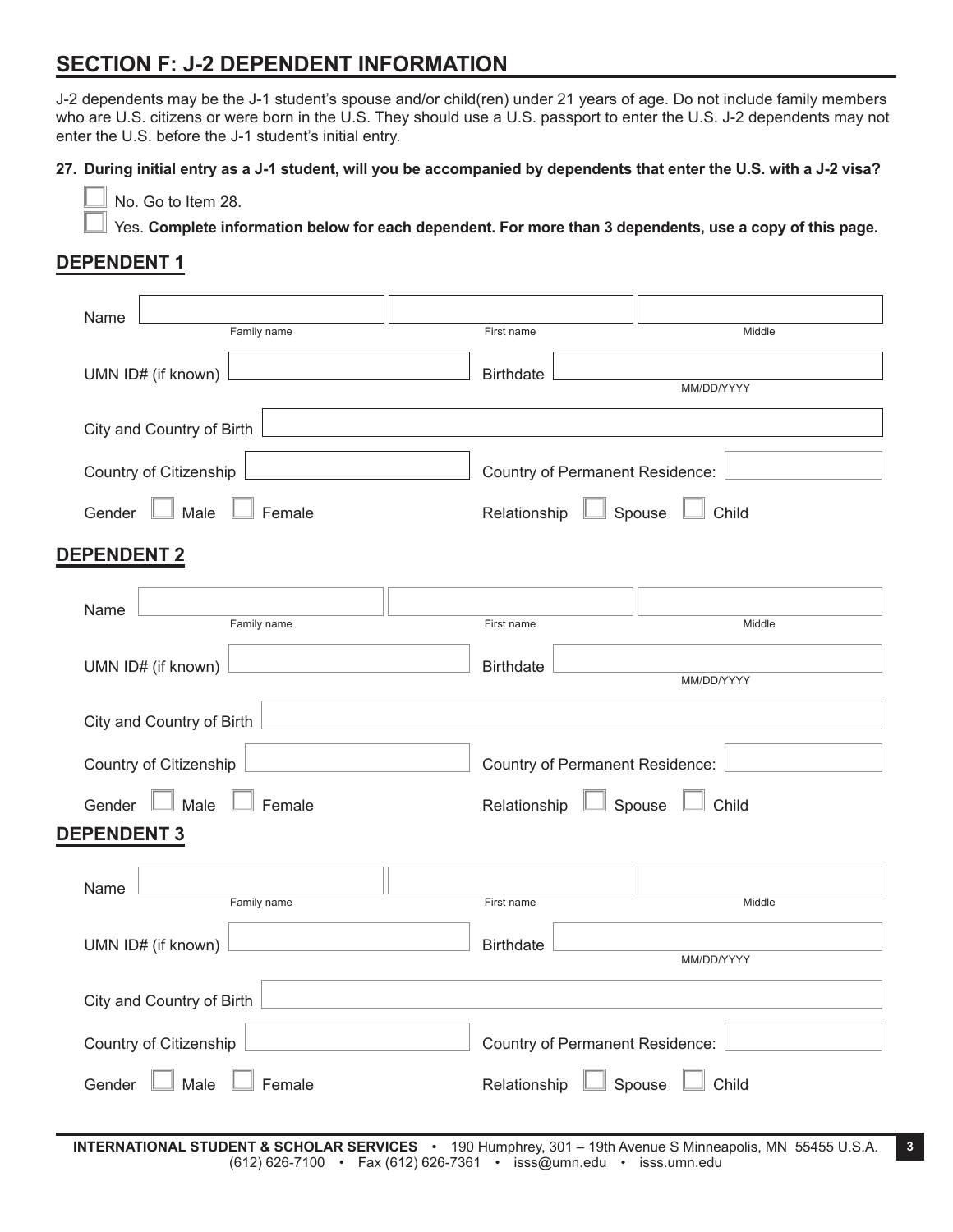## SECTION F: J-2 DEPENDENT INFORMATION

J-2 dependents may be the J-1 student's spouse and/or child(ren) under 21 years of age. Do not include family members who are U.S. citizens or were born in the U.S. They should use a U.S. passport to enter the U.S. J-2 dependents may not enter the U.S. before the J-1 student's initial entry.

**27. During initial entry as a J-1 student, will you be accompanied by dependents that enter the U.S. with a J-2 visa?**

☐ No. Go to Item 28.

☐ Yes. **Complete information below for each dependent. For more than 3 dependents, use a copy of this page.**

### DEPENDENT 1

Name ______________ Family name ______________ First name ______________ Middle

UMN ID# (if known) ______________ Birthdate ______________ MM/DD/YYYY

City and Country of Birth ______________

Country of Citizenship ______________ Country of Permanent Residence: ______________

Gender ☐ Male ☐ Female Relationship ☐ Spouse ☐ Child

### DEPENDENT 2

Name ______________ Family name ______________ First name ______________ Middle

UMN ID# (if known) ______________ Birthdate ______________ MM/DD/YYYY

City and Country of Birth ______________

Country of Citizenship ______________ Country of Permanent Residence: ______________

Gender ☐ Male ☐ Female Relationship ☐ Spouse ☐ Child

### DEPENDENT 3

Name ______________ Family name ______________ First name ______________ Middle

UMN ID# (if known) ______________ Birthdate ______________ MM/DD/YYYY

City and Country of Birth ______________

Country of Citizenship ______________ Country of Permanent Residence: ______________

Gender ☐ Male ☐ Female Relationship ☐ Spouse ☐ Child

**INTERNATIONAL STUDENT & SCHOLAR SERVICES** • 190 Humphrey, 301 – 19th Avenue S Minneapolis, MN 55455 U.S.A. (612) 626-7100 • Fax (612) 626-7361 • isss@umn.edu • isss.umn.edu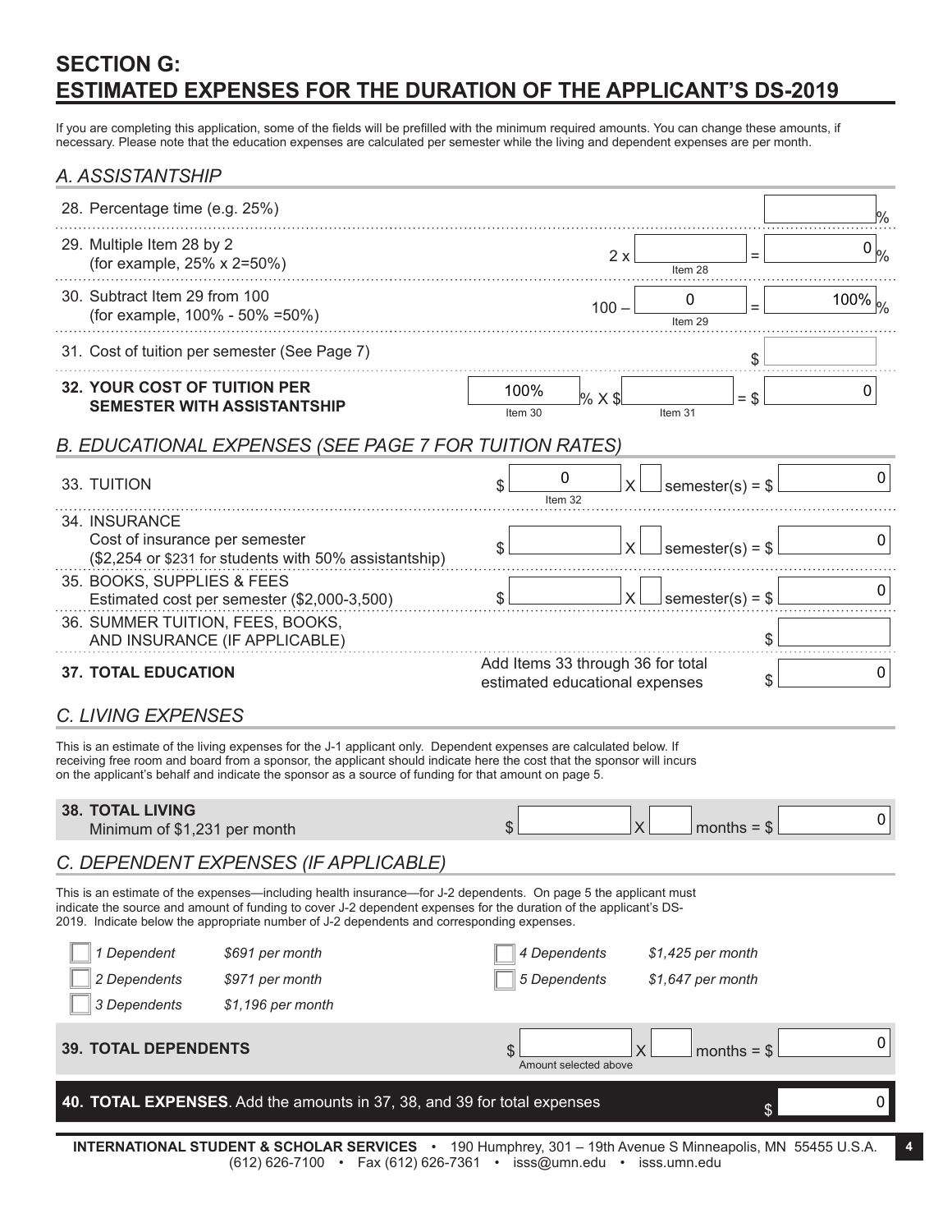# SECTION G: ESTIMATED EXPENSES FOR THE DURATION OF THE APPLICANT'S DS-2019

If you are completing this application, some of the fields will be prefilled with the minimum required amounts. You can change these amounts, if necessary. Please note that the education expenses are calculated per semester while the living and dependent expenses are per month.

## *A. ASSISTANTSHIP*

28. Percentage time (e.g. 25%) ________ %

29. Multiple Item 28 by 2 (for example, 25% x 2=50%) — 2 x ________ (Item 28) = 0 %

30. Subtract Item 29 from 100 (for example, 100% - 50% =50%) — 100 – 0 (Item 29) = 100% %

31. Cost of tuition per semester (See Page 7) $ ________

**32. YOUR COST OF TUITION PER SEMESTER WITH ASSISTANTSHIP** — 100% (Item 30) % X $ ________ (Item 31) = $ 0

## *B. EDUCATIONAL EXPENSES (SEE PAGE 7 FOR TUITION RATES)*

33. TUITION — $ 0 (Item 32) X ____ semester(s) = $ 0

34. INSURANCE
Cost of insurance per semester
($2,254 or $231 for students with 50% assistantship) — $ ________ X ____ semester(s) = $ 0

35. BOOKS, SUPPLIES & FEES
Estimated cost per semester ($2,000-3,500) — $ ________ X ____ semester(s) = $ 0

36. SUMMER TUITION, FEES, BOOKS, AND INSURANCE (IF APPLICABLE) — $ ________

**37. TOTAL EDUCATION** — Add Items 33 through 36 for total estimated educational expenses $ 0

## *C. LIVING EXPENSES*

This is an estimate of the living expenses for the J-1 applicant only. Dependent expenses are calculated below. If receiving free room and board from a sponsor, the applicant should indicate here the cost that the sponsor will incurs on the applicant's behalf and indicate the sponsor as a source of funding for that amount on page 5.

**38. TOTAL LIVING**
Minimum of $1,231 per month — $ ________ X ____ months = $ 0

## *C. DEPENDENT EXPENSES (IF APPLICABLE)*

This is an estimate of the expenses—including health insurance—for J-2 dependents. On page 5 the applicant must indicate the source and amount of funding to cover J-2 dependent expenses for the duration of the applicant's DS-2019. Indicate below the appropriate number of J-2 dependents and corresponding expenses.

- ☐ *1 Dependent* — *$691 per month*
- ☐ *2 Dependents* — *$971 per month*
- ☐ *3 Dependents* — *$1,196 per month*
- ☐ *4 Dependents* — *$1,425 per month*
- ☐ *5 Dependents* — *$1,647 per month*

**39. TOTAL DEPENDENTS** — $ ________ (Amount selected above) X ____ months = $ 0

**40. TOTAL EXPENSES**. Add the amounts in 37, 38, and 39 for total expenses $ 0

**INTERNATIONAL STUDENT & SCHOLAR SERVICES** • 190 Humphrey, 301 – 19th Avenue S Minneapolis, MN 55455 U.S.A.
(612) 626-7100 • Fax (612) 626-7361 • isss@umn.edu • isss.umn.edu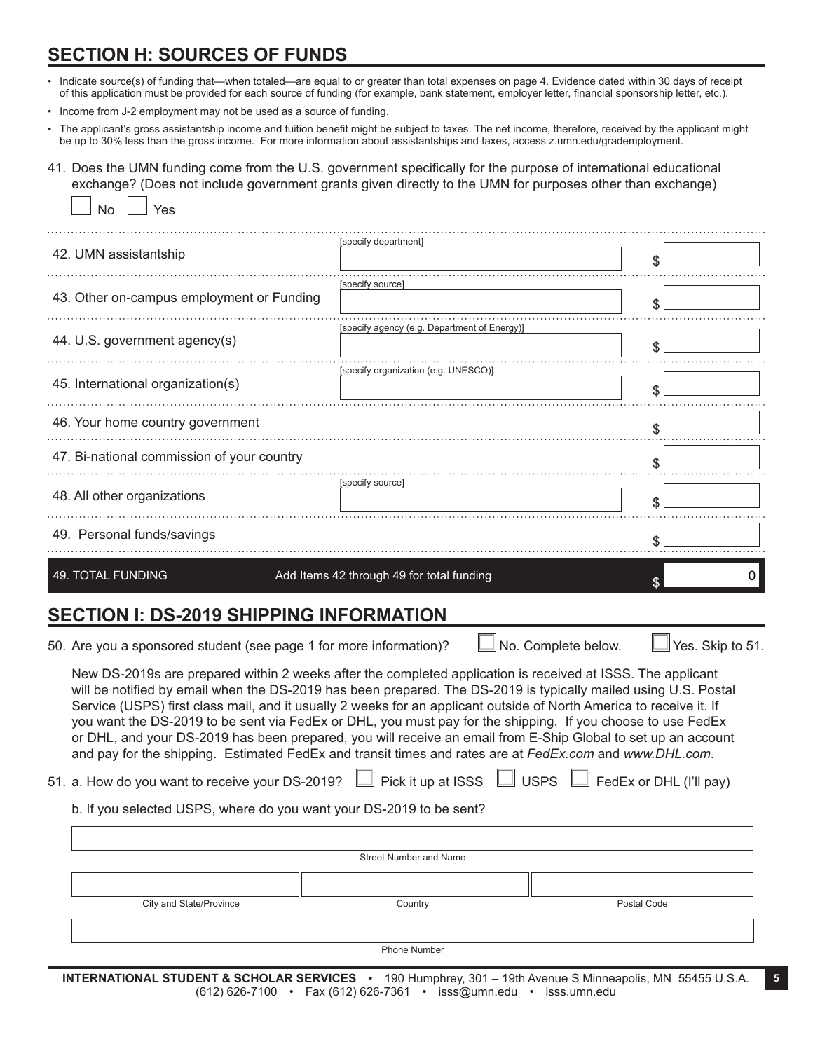## SECTION H: SOURCES OF FUNDS

- Indicate source(s) of funding that—when totaled—are equal to or greater than total expenses on page 4. Evidence dated within 30 days of receipt of this application must be provided for each source of funding (for example, bank statement, employer letter, financial sponsorship letter, etc.).
- Income from J-2 employment may not be used as a source of funding.
- The applicant's gross assistantship income and tuition benefit might be subject to taxes. The net income, therefore, received by the applicant might be up to 30% less than the gross income. For more information about assistantships and taxes, access z.umn.edu/grademployment.

41. Does the UMN funding come from the U.S. government specifically for the purpose of international educational exchange? (Does not include government grants given directly to the UMN for purposes other than exchange)

☐ No ☐ Yes

| Source | Details | Amount |
|---|---|---|
| 42. UMN assistantship | [specify department] | $ |
| 43. Other on-campus employment or Funding | [specify source] | $ |
| 44. U.S. government agency(s) | [specify agency (e.g. Department of Energy)] | $ |
| 45. International organization(s) | [specify organization (e.g. UNESCO)] | $ |
| 46. Your home country government | | $ |
| 47. Bi-national commission of your country | | $ |
| 48. All other organizations | [specify source] | $ |
| 49. Personal funds/savings | | $ |
| **49. TOTAL FUNDING** | Add Items 42 through 49 for total funding | $ 0 |

## SECTION I: DS-2019 SHIPPING INFORMATION

50. Are you a sponsored student (see page 1 for more information)? ☐ No. Complete below. ☐ Yes. Skip to 51.

New DS-2019s are prepared within 2 weeks after the completed application is received at ISSS. The applicant will be notified by email when the DS-2019 has been prepared. The DS-2019 is typically mailed using U.S. Postal Service (USPS) first class mail, and it usually 2 weeks for an applicant outside of North America to receive it. If you want the DS-2019 to be sent via FedEx or DHL, you must pay for the shipping. If you choose to use FedEx or DHL, and your DS-2019 has been prepared, you will receive an email from E-Ship Global to set up an account and pay for the shipping. Estimated FedEx and transit times and rates are at *FedEx.com* and *www.DHL.com*.

51. a. How do you want to receive your DS-2019? ☐ Pick it up at ISSS ☐ USPS ☐ FedEx or DHL (I'll pay)

b. If you selected USPS, where do you want your DS-2019 to be sent?

Street Number and Name: ______________________

City and State/Province: ____________ Country: ____________ Postal Code: ____________

Phone Number: ______________________

**INTERNATIONAL STUDENT & SCHOLAR SERVICES** • 190 Humphrey, 301 – 19th Avenue S Minneapolis, MN 55455 U.S.A. (612) 626-7100 • Fax (612) 626-7361 • isss@umn.edu • isss.umn.edu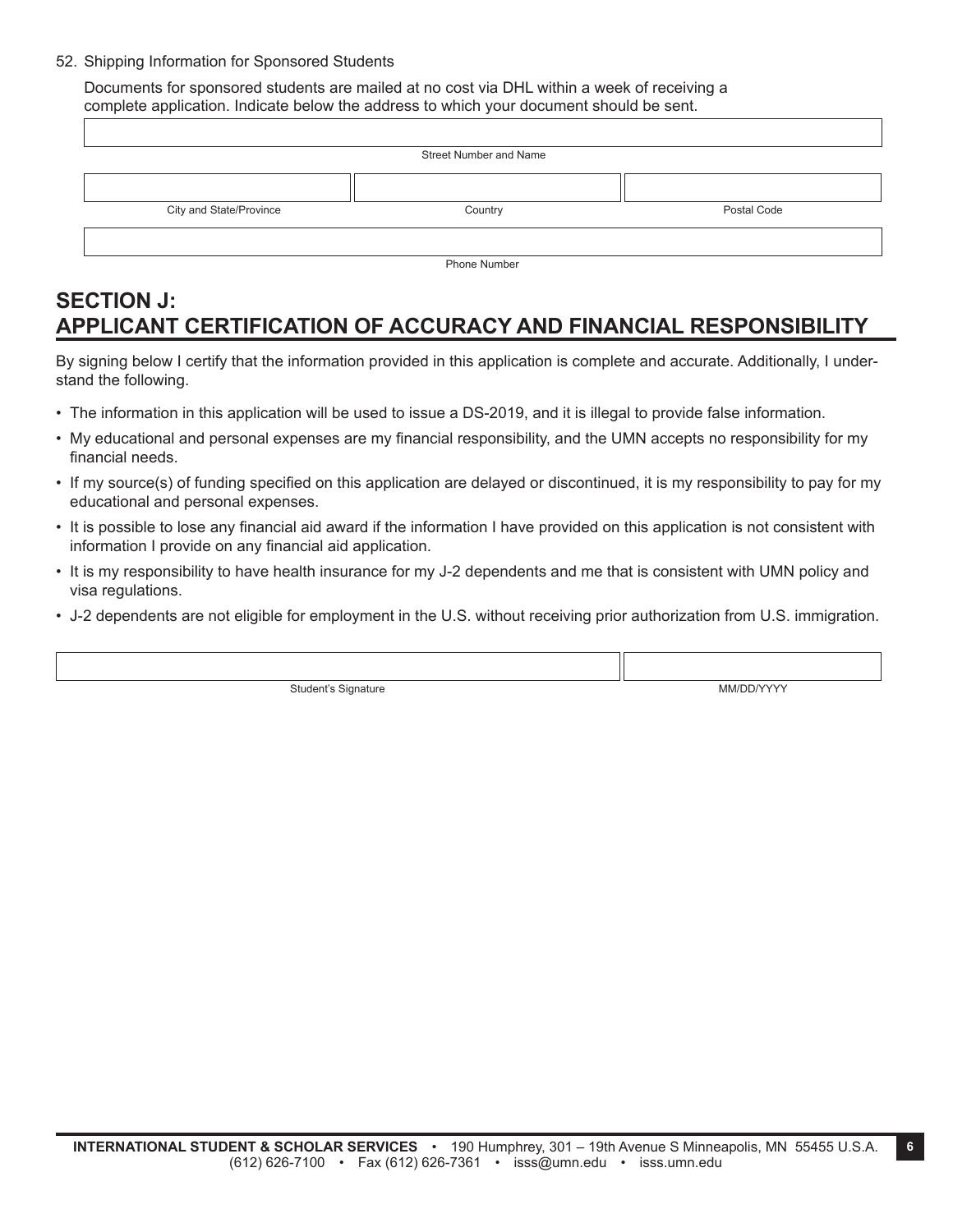52. Shipping Information for Sponsored Students

Documents for sponsored students are mailed at no cost via DHL within a week of receiving a complete application. Indicate below the address to which your document should be sent.

| | | |
|---|---|---|
| Street Number and Name | | |
| City and State/Province | Country | Postal Code |
| Phone Number | | |

## SECTION J: APPLICANT CERTIFICATION OF ACCURACY AND FINANCIAL RESPONSIBILITY

By signing below I certify that the information provided in this application is complete and accurate. Additionally, I understand the following.

- The information in this application will be used to issue a DS-2019, and it is illegal to provide false information.
- My educational and personal expenses are my financial responsibility, and the UMN accepts no responsibility for my financial needs.
- If my source(s) of funding specified on this application are delayed or discontinued, it is my responsibility to pay for my educational and personal expenses.
- It is possible to lose any financial aid award if the information I have provided on this application is not consistent with information I provide on any financial aid application.
- It is my responsibility to have health insurance for my J-2 dependents and me that is consistent with UMN policy and visa regulations.
- J-2 dependents are not eligible for employment in the U.S. without receiving prior authorization from U.S. immigration.

| | |
|---|---|
| Student's Signature | MM/DD/YYYY |

**INTERNATIONAL STUDENT & SCHOLAR SERVICES** • 190 Humphrey, 301 – 19th Avenue S Minneapolis, MN 55455 U.S.A.
(612) 626-7100 • Fax (612) 626-7361 • isss@umn.edu • isss.umn.edu